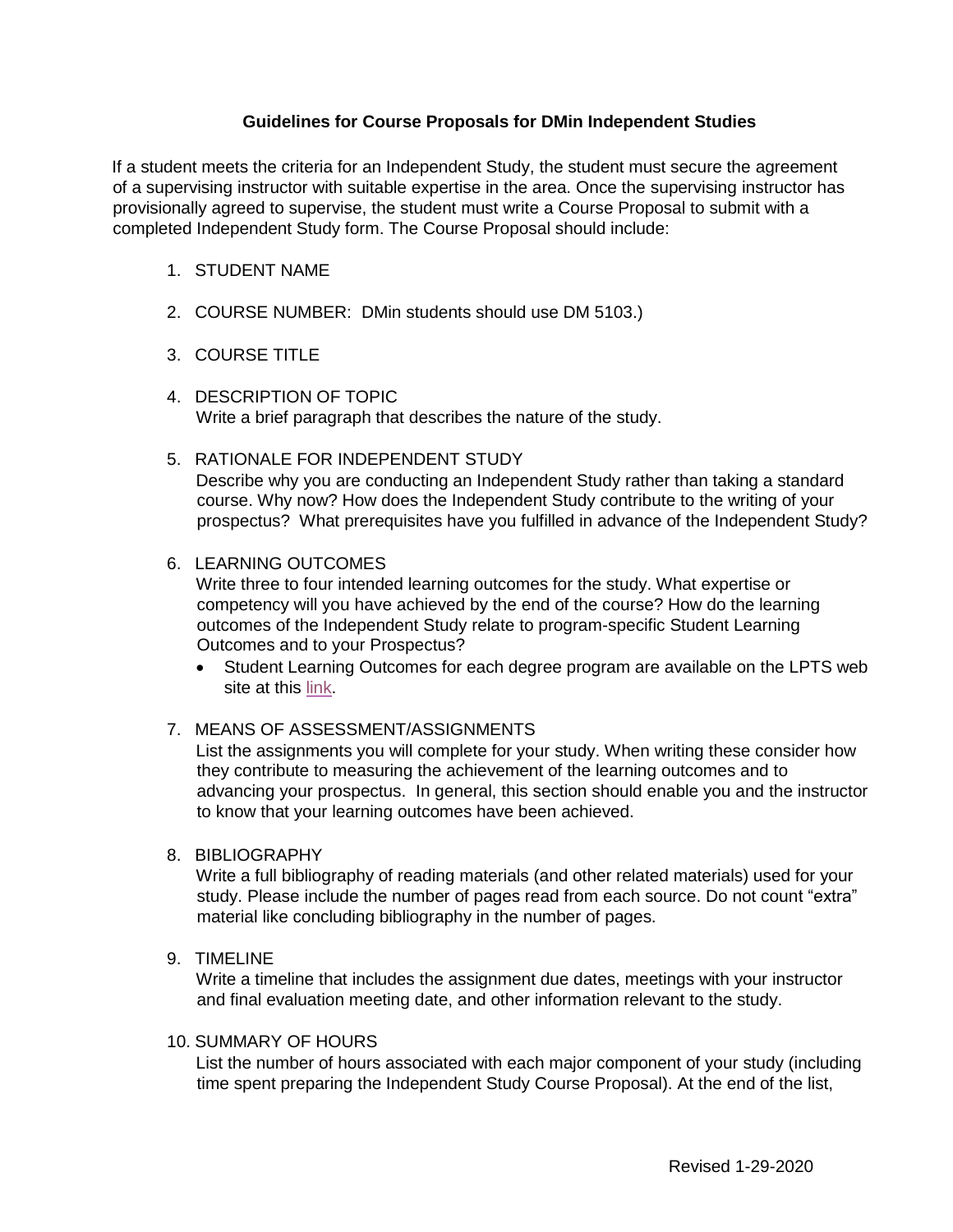## Guidelines for Course Proposals for DMin Independent Studies

If a student meets the criteria for an Independent Study, the student must secure the agreement of a supervising instructor with suitable expertise in the area. Once the supervising instructor has provisionally agreed to supervise, the student must write a Course Proposal to submit with a completed Independent Study form. The Course Proposal should include:

1. STUDENT NAME

2. COURSE NUMBER: DMin students should use DM 5103.)

3. COURSE TITLE

4. DESCRIPTION OF TOPIC
   Write a brief paragraph that describes the nature of the study.

5. RATIONALE FOR INDEPENDENT STUDY
   Describe why you are conducting an Independent Study rather than taking a standard course. Why now? How does the Independent Study contribute to the writing of your prospectus? What prerequisites have you fulfilled in advance of the Independent Study?

6. LEARNING OUTCOMES
   Write three to four intended learning outcomes for the study. What expertise or competency will you have achieved by the end of the course? How do the learning outcomes of the Independent Study relate to program-specific Student Learning Outcomes and to your Prospectus?
   - Student Learning Outcomes for each degree program are available on the LPTS web site at this link.

7. MEANS OF ASSESSMENT/ASSIGNMENTS
   List the assignments you will complete for your study. When writing these consider how they contribute to measuring the achievement of the learning outcomes and to advancing your prospectus. In general, this section should enable you and the instructor to know that your learning outcomes have been achieved.

8. BIBLIOGRAPHY
   Write a full bibliography of reading materials (and other related materials) used for your study. Please include the number of pages read from each source. Do not count "extra" material like concluding bibliography in the number of pages.

9. TIMELINE
   Write a timeline that includes the assignment due dates, meetings with your instructor and final evaluation meeting date, and other information relevant to the study.

10. SUMMARY OF HOURS
    List the number of hours associated with each major component of your study (including time spent preparing the Independent Study Course Proposal). At the end of the list,

Revised 1-29-2020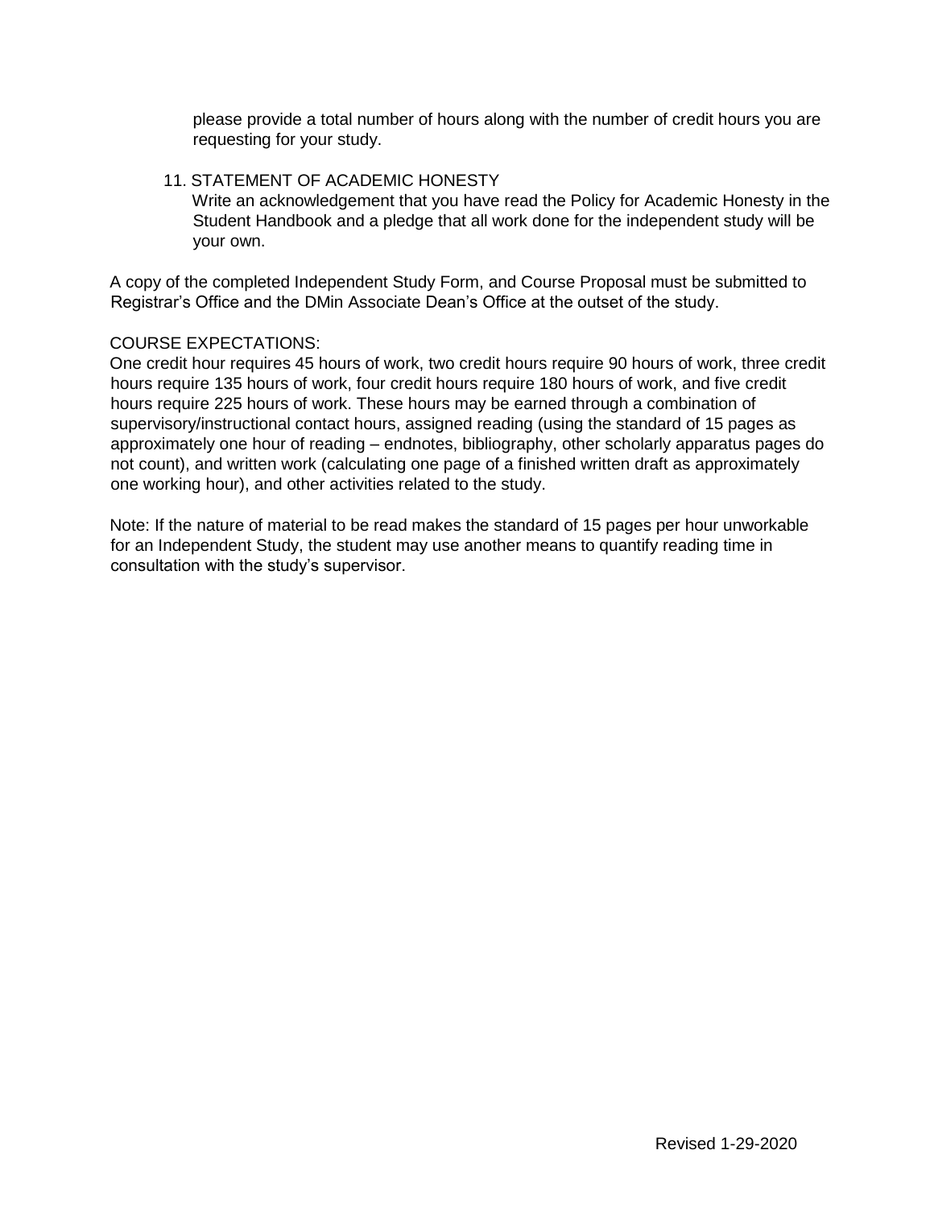please provide a total number of hours along with the number of credit hours you are requesting for your study.

11. STATEMENT OF ACADEMIC HONESTY
    Write an acknowledgement that you have read the Policy for Academic Honesty in the Student Handbook and a pledge that all work done for the independent study will be your own.

A copy of the completed Independent Study Form, and Course Proposal must be submitted to Registrar's Office and the DMin Associate Dean's Office at the outset of the study.

COURSE EXPECTATIONS:
One credit hour requires 45 hours of work, two credit hours require 90 hours of work, three credit hours require 135 hours of work, four credit hours require 180 hours of work, and five credit hours require 225 hours of work. These hours may be earned through a combination of supervisory/instructional contact hours, assigned reading (using the standard of 15 pages as approximately one hour of reading – endnotes, bibliography, other scholarly apparatus pages do not count), and written work (calculating one page of a finished written draft as approximately one working hour), and other activities related to the study.

Note: If the nature of material to be read makes the standard of 15 pages per hour unworkable for an Independent Study, the student may use another means to quantify reading time in consultation with the study's supervisor.

Revised 1-29-2020